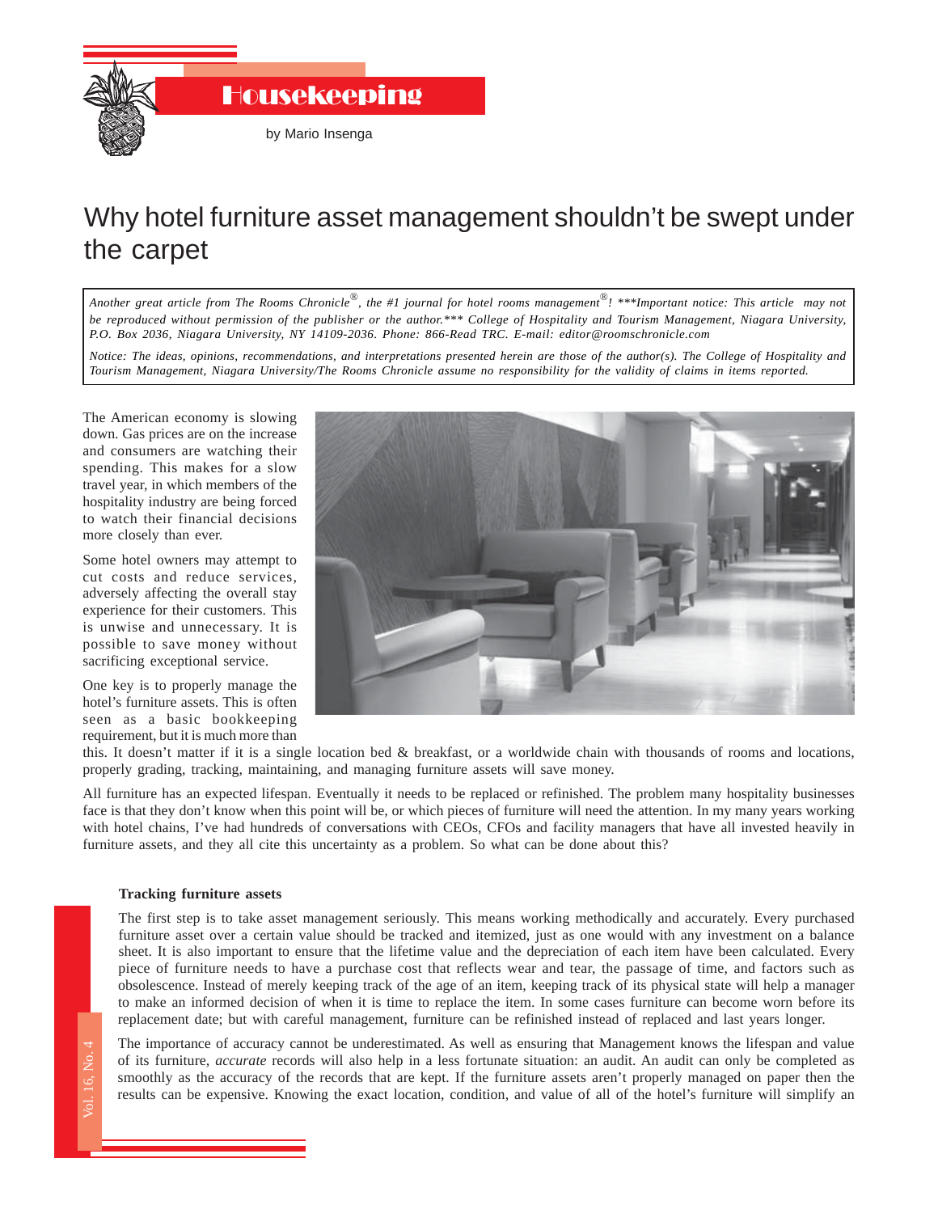# Housekeeping

by Mario Insenga

## Why hotel furniture asset management shouldn't be swept under the carpet

*Another great article from The Rooms Chronicle®, the #1 journal for hotel rooms management®! \*\*\*Important notice: This article may not be reproduced without permission of the publisher or the author.\*\*\* College of Hospitality and Tourism Management, Niagara University, P.O. Box 2036, Niagara University, NY 14109-2036. Phone: 866-Read TRC. E-mail: editor@roomschronicle.com*

*Notice: The ideas, opinions, recommendations, and interpretations presented herein are those of the author(s). The College of Hospitality and Tourism Management, Niagara University/The Rooms Chronicle assume no responsibility for the validity of claims in items reported.*

The American economy is slowing down. Gas prices are on the increase and consumers are watching their spending. This makes for a slow travel year, in which members of the hospitality industry are being forced to watch their financial decisions more closely than ever.

Some hotel owners may attempt to cut costs and reduce services, adversely affecting the overall stay experience for their customers. This is unwise and unnecessary. It is possible to save money without sacrificing exceptional service.

One key is to properly manage the hotel's furniture assets. This is often seen as a basic bookkeeping requirement, but it is much more than this. It doesn't matter if it is a single location bed & breakfast, or a worldwide chain with thousands of rooms and locations, properly grading, tracking, maintaining, and managing furniture assets will save money.

All furniture has an expected lifespan. Eventually it needs to be replaced or refinished. The problem many hospitality businesses face is that they don't know when this point will be, or which pieces of furniture will need the attention. In my many years working with hotel chains, I've had hundreds of conversations with CEOs, CFOs and facility managers that have all invested heavily in furniture assets, and they all cite this uncertainty as a problem. So what can be done about this?

### Tracking furniture assets

The first step is to take asset management seriously. This means working methodically and accurately. Every purchased furniture asset over a certain value should be tracked and itemized, just as one would with any investment on a balance sheet. It is also important to ensure that the lifetime value and the depreciation of each item have been calculated. Every piece of furniture needs to have a purchase cost that reflects wear and tear, the passage of time, and factors such as obsolescence. Instead of merely keeping track of the age of an item, keeping track of its physical state will help a manager to make an informed decision of when it is time to replace the item. In some cases furniture can become worn before its replacement date; but with careful management, furniture can be refinished instead of replaced and last years longer.

The importance of accuracy cannot be underestimated. As well as ensuring that Management knows the lifespan and value of its furniture, *accurate* records will also help in a less fortunate situation: an audit. An audit can only be completed as smoothly as the accuracy of the records that are kept. If the furniture assets aren't properly managed on paper then the results can be expensive. Knowing the exact location, condition, and value of all of the hotel's furniture will simplify an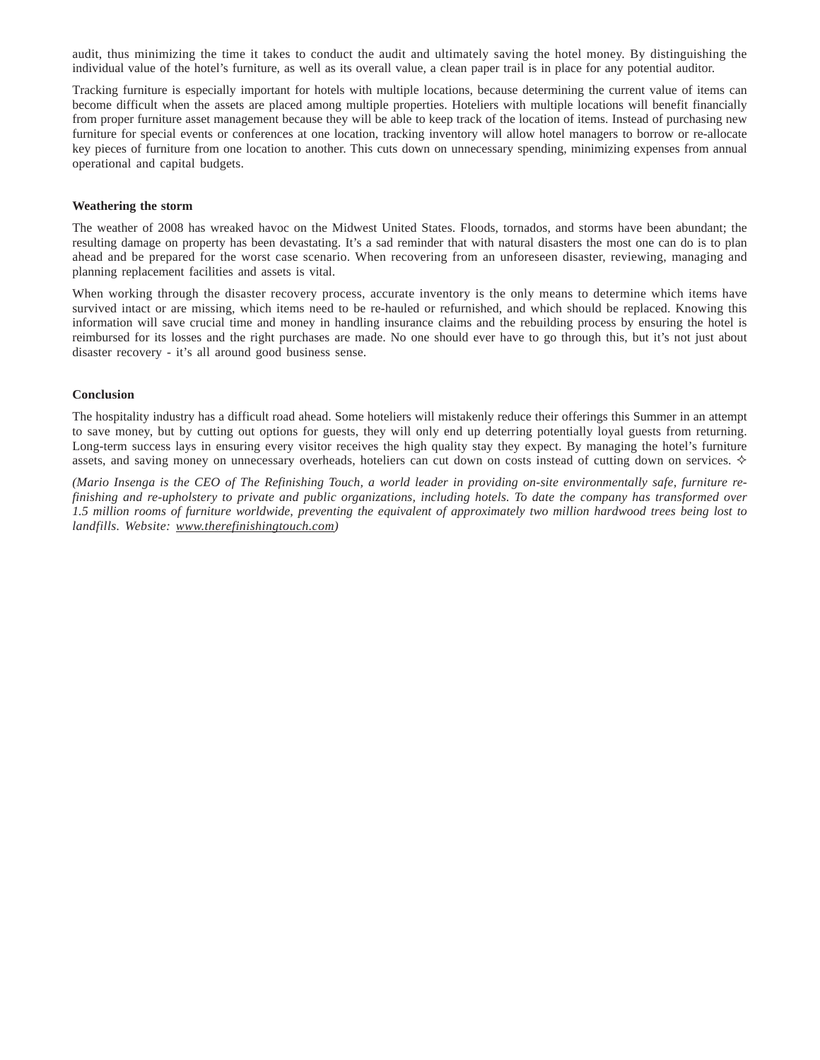audit, thus minimizing the time it takes to conduct the audit and ultimately saving the hotel money. By distinguishing the individual value of the hotel's furniture, as well as its overall value, a clean paper trail is in place for any potential auditor.

Tracking furniture is especially important for hotels with multiple locations, because determining the current value of items can become difficult when the assets are placed among multiple properties. Hoteliers with multiple locations will benefit financially from proper furniture asset management because they will be able to keep track of the location of items. Instead of purchasing new furniture for special events or conferences at one location, tracking inventory will allow hotel managers to borrow or re-allocate key pieces of furniture from one location to another. This cuts down on unnecessary spending, minimizing expenses from annual operational and capital budgets.

**Weathering the storm**

The weather of 2008 has wreaked havoc on the Midwest United States. Floods, tornados, and storms have been abundant; the resulting damage on property has been devastating. It's a sad reminder that with natural disasters the most one can do is to plan ahead and be prepared for the worst case scenario. When recovering from an unforeseen disaster, reviewing, managing and planning replacement facilities and assets is vital.

When working through the disaster recovery process, accurate inventory is the only means to determine which items have survived intact or are missing, which items need to be re-hauled or refurnished, and which should be replaced. Knowing this information will save crucial time and money in handling insurance claims and the rebuilding process by ensuring the hotel is reimbursed for its losses and the right purchases are made. No one should ever have to go through this, but it's not just about disaster recovery - it's all around good business sense.

**Conclusion**

The hospitality industry has a difficult road ahead. Some hoteliers will mistakenly reduce their offerings this Summer in an attempt to save money, but by cutting out options for guests, they will only end up deterring potentially loyal guests from returning. Long-term success lays in ensuring every visitor receives the high quality stay they expect. By managing the hotel's furniture assets, and saving money on unnecessary overheads, hoteliers can cut down on costs instead of cutting down on services. ✧

*(Mario Insenga is the CEO of The Refinishing Touch, a world leader in providing on-site environmentally safe, furniture re-finishing and re-upholstery to private and public organizations, including hotels. To date the company has transformed over 1.5 million rooms of furniture worldwide, preventing the equivalent of approximately two million hardwood trees being lost to landfills. Website: www.therefinishingtouch.com)*